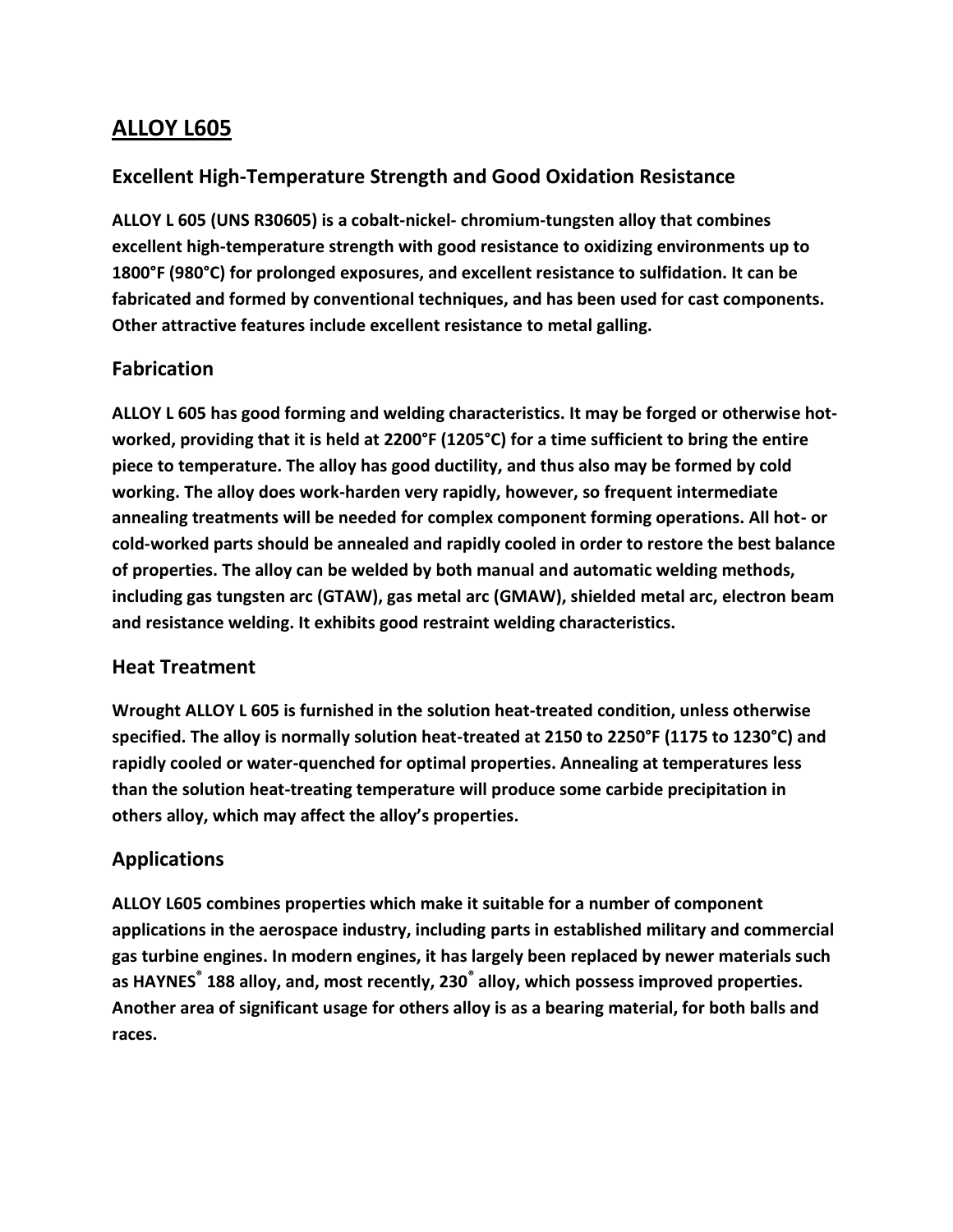# ALLOY L605

## Excellent High-Temperature Strength and Good Oxidation Resistance

**ALLOY L 605 (UNS R30605) is a cobalt-nickel- chromium-tungsten alloy that combines excellent high-temperature strength with good resistance to oxidizing environments up to 1800°F (980°C) for prolonged exposures, and excellent resistance to sulfidation. It can be fabricated and formed by conventional techniques, and has been used for cast components. Other attractive features include excellent resistance to metal galling.**

## Fabrication

**ALLOY L 605 has good forming and welding characteristics. It may be forged or otherwise hot-worked, providing that it is held at 2200°F (1205°C) for a time sufficient to bring the entire piece to temperature. The alloy has good ductility, and thus also may be formed by cold working. The alloy does work-harden very rapidly, however, so frequent intermediate annealing treatments will be needed for complex component forming operations. All hot- or cold-worked parts should be annealed and rapidly cooled in order to restore the best balance of properties. The alloy can be welded by both manual and automatic welding methods, including gas tungsten arc (GTAW), gas metal arc (GMAW), shielded metal arc, electron beam and resistance welding. It exhibits good restraint welding characteristics.**

## Heat Treatment

**Wrought ALLOY L 605 is furnished in the solution heat-treated condition, unless otherwise specified. The alloy is normally solution heat-treated at 2150 to 2250°F (1175 to 1230°C) and rapidly cooled or water-quenched for optimal properties. Annealing at temperatures less than the solution heat-treating temperature will produce some carbide precipitation in others alloy, which may affect the alloy's properties.**

## Applications

**ALLOY L605 combines properties which make it suitable for a number of component applications in the aerospace industry, including parts in established military and commercial gas turbine engines. In modern engines, it has largely been replaced by newer materials such as HAYNES® 188 alloy, and, most recently, 230® alloy, which possess improved properties. Another area of significant usage for others alloy is as a bearing material, for both balls and races.**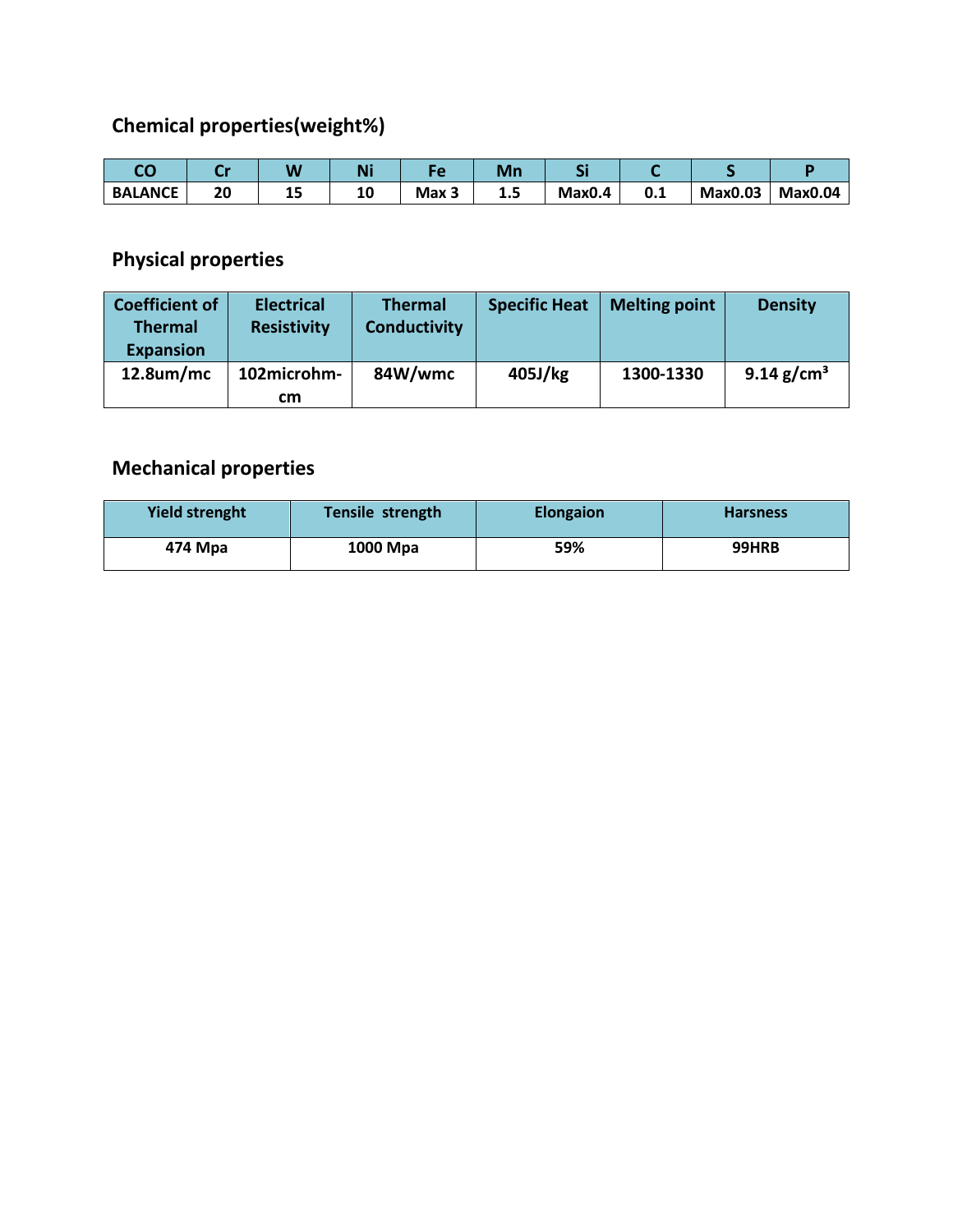## Chemical properties(weight%)

| CO | Cr | W | Ni | Fe | Mn | Si | C | S | P |
|---|---|---|---|---|---|---|---|---|---|
| BALANCE | 20 | 15 | 10 | Max 3 | 1.5 | Max0.4 | 0.1 | Max0.03 | Max0.04 |

## Physical properties

| Coefficient of Thermal Expansion | Electrical Resistivity | Thermal Conductivity | Specific Heat | Melting point | Density |
|---|---|---|---|---|---|
| 12.8um/mc | 102microhm-cm | 84W/wmc | 405J/kg | 1300-1330 | 9.14 g/cm³ |

## Mechanical properties

| Yield strenght | Tensile strength | Elongaion | Harsness |
|---|---|---|---|
| 474 Mpa | 1000 Mpa | 59% | 99HRB |